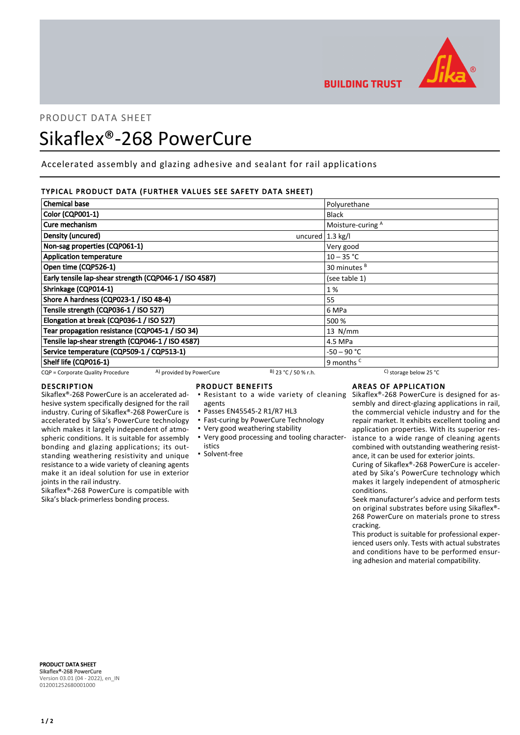PRODUCT DATA SHEET

# Sikaflex®-268 PowerCure

Accelerated assembly and glazing adhesive and sealant for rail applications

## TYPICAL PRODUCT DATA (FURTHER VALUES SEE SAFETY DATA SHEET)

| Property | | Value |
|---|---|---|
| **Chemical base** | | Polyurethane |
| **Color (CQP001-1)** | | Black |
| **Cure mechanism** | | Moisture-curing [A] |
| **Density (uncured)** | uncured | 1.3 kg/l |
| **Non-sag properties (CQP061-1)** | | Very good |
| **Application temperature** | | 10 – 35 °C |
| **Open time (CQP526-1)** | | 30 minutes [B] |
| **Early tensile lap-shear strength (CQP046-1 / ISO 4587)** | | (see table 1) |
| **Shrinkage (CQP014-1)** | | 1 % |
| **Shore A hardness (CQP023-1 / ISO 48-4)** | | 55 |
| **Tensile strength (CQP036-1 / ISO 527)** | | 6 MPa |
| **Elongation at break (CQP036-1 / ISO 527)** | | 500 % |
| **Tear propagation resistance (CQP045-1 / ISO 34)** | | 13 N/mm |
| **Tensile lap-shear strength (CQP046-1 / ISO 4587)** | | 4.5 MPa |
| **Service temperature (CQP509-1 / CQP513-1)** | | -50 – 90 °C |
| **Shelf life (CQP016-1)** | | 9 months [C] |

CQP = Corporate Quality Procedure   A) provided by PowerCure   B) 23 °C / 50 % r.h.   C) storage below 25 °C

## DESCRIPTION

Sikaflex®-268 PowerCure is an accelerated adhesive system specifically designed for the rail industry. Curing of Sikaflex®-268 PowerCure is accelerated by Sika's PowerCure technology which makes it largely independent of atmospheric conditions. It is suitable for assembly bonding and glazing applications; its outstanding weathering resistivity and unique resistance to a wide variety of cleaning agents make it an ideal solution for use in exterior joints in the rail industry.

Sikaflex®-268 PowerCure is compatible with Sika's black-primerless bonding process.

## PRODUCT BENEFITS

- Resistant to a wide variety of cleaning agents
- Passes EN45545-2 R1/R7 HL3
- Fast-curing by PowerCure Technology
- Very good weathering stability
- Very good processing and tooling characteristics
- Solvent-free

## AREAS OF APPLICATION

Sikaflex®-268 PowerCure is designed for assembly and direct-glazing applications in rail, the commercial vehicle industry and for the repair market. It exhibits excellent tooling and application properties. With its superior resistance to a wide range of cleaning agents combined with outstanding weathering resistance, it can be used for exterior joints.

Curing of Sikaflex®-268 PowerCure is accelerated by Sika's PowerCure technology which makes it largely independent of atmospheric conditions.

Seek manufacturer's advice and perform tests on original substrates before using Sikaflex®-268 PowerCure on materials prone to stress cracking.

This product is suitable for professional experienced users only. Tests with actual substrates and conditions have to be performed ensuring adhesion and material compatibility.

**PRODUCT DATA SHEET**
**Sikaflex®-268 PowerCure**
Version 03.01 (04 - 2022), en_IN
012001252680001000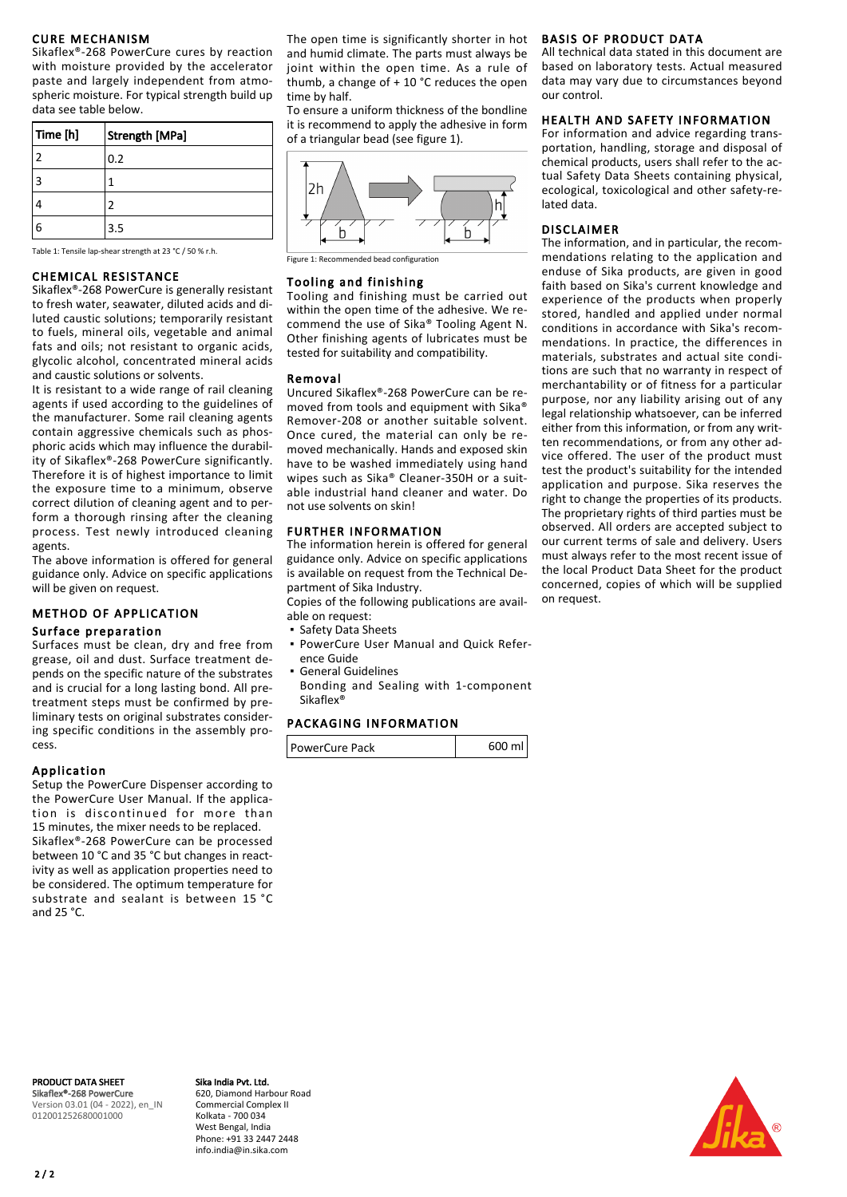## CURE MECHANISM

Sikaflex®-268 PowerCure cures by reaction with moisture provided by the accelerator paste and largely independent from atmospheric moisture. For typical strength build up data see table below.

| Time [h] | Strength [MPa] |
|---|---|
| 2 | 0.2 |
| 3 | 1 |
| 4 | 2 |
| 6 | 3.5 |

Table 1: Tensile lap-shear strength at 23 °C / 50 % r.h.

## CHEMICAL RESISTANCE

Sikaflex®-268 PowerCure is generally resistant to fresh water, seawater, diluted acids and diluted caustic solutions; temporarily resistant to fuels, mineral oils, vegetable and animal fats and oils; not resistant to organic acids, glycolic alcohol, concentrated mineral acids and caustic solutions or solvents.

It is resistant to a wide range of rail cleaning agents if used according to the guidelines of the manufacturer. Some rail cleaning agents contain aggressive chemicals such as phosphoric acids which may influence the durability of Sikaflex®-268 PowerCure significantly. Therefore it is of highest importance to limit the exposure time to a minimum, observe correct dilution of cleaning agent and to perform a thorough rinsing after the cleaning process. Test newly introduced cleaning agents.

The above information is offered for general guidance only. Advice on specific applications will be given on request.

## METHOD OF APPLICATION

### Surface preparation

Surfaces must be clean, dry and free from grease, oil and dust. Surface treatment depends on the specific nature of the substrates and is crucial for a long lasting bond. All pretreatment steps must be confirmed by preliminary tests on original substrates considering specific conditions in the assembly process.

### Application

Setup the PowerCure Dispenser according to the PowerCure User Manual. If the application is discontinued for more than 15 minutes, the mixer needs to be replaced.

Sikaflex®-268 PowerCure can be processed between 10 °C and 35 °C but changes in reactivity as well as application properties need to be considered. The optimum temperature for substrate and sealant is between 15 °C and 25 °C.

The open time is significantly shorter in hot and humid climate. The parts must always be joint within the open time. As a rule of thumb, a change of + 10 °C reduces the open time by half.

To ensure a uniform thickness of the bondline it is recommend to apply the adhesive in form of a triangular bead (see figure 1).

2h
h
b
b

Figure 1: Recommended bead configuration

### Tooling and finishing

Tooling and finishing must be carried out within the open time of the adhesive. We recommend the use of Sika® Tooling Agent N. Other finishing agents of lubricates must be tested for suitability and compatibility.

### Removal

Uncured Sikaflex®-268 PowerCure can be removed from tools and equipment with Sika® Remover-208 or another suitable solvent. Once cured, the material can only be removed mechanically. Hands and exposed skin have to be washed immediately using hand wipes such as Sika® Cleaner-350H or a suitable industrial hand cleaner and water. Do not use solvents on skin!

## FURTHER INFORMATION

The information herein is offered for general guidance only. Advice on specific applications is available on request from the Technical Department of Sika Industry.

Copies of the following publications are available on request:

- Safety Data Sheets
- PowerCure User Manual and Quick Reference Guide
- General Guidelines
  Bonding and Sealing with 1-component Sikaflex®

## PACKAGING INFORMATION

| | |
|---|---|
| PowerCure Pack | 600 ml |

## BASIS OF PRODUCT DATA

All technical data stated in this document are based on laboratory tests. Actual measured data may vary due to circumstances beyond our control.

## HEALTH AND SAFETY INFORMATION

For information and advice regarding transportation, handling, storage and disposal of chemical products, users shall refer to the actual Safety Data Sheets containing physical, ecological, toxicological and other safety-related data.

## DISCLAIMER

The information, and in particular, the recommendations relating to the application and enduse of Sika products, are given in good faith based on Sika's current knowledge and experience of the products when properly stored, handled and applied under normal conditions in accordance with Sika's recommendations. In practice, the differences in materials, substrates and actual site conditions are such that no warranty in respect of merchantability or of fitness for a particular purpose, nor any liability arising out of any legal relationship whatsoever, can be inferred either from this information, or from any written recommendations, or from any other advice offered. The user of the product must test the product's suitability for the intended application and purpose. Sika reserves the right to change the properties of its products. The proprietary rights of third parties must be observed. All orders are accepted subject to our current terms of sale and delivery. Users must always refer to the most recent issue of the local Product Data Sheet for the product concerned, copies of which will be supplied on request.

**PRODUCT DATA SHEET**
**Sikaflex®-268 PowerCure**
Version 03.01 (04 - 2022), en_IN
012001252680001000

**Sika India Pvt. Ltd.**
620, Diamond Harbour Road
Commercial Complex II
Kolkata - 700 034
West Bengal, India
Phone: +91 33 2447 2448
info.india@in.sika.com